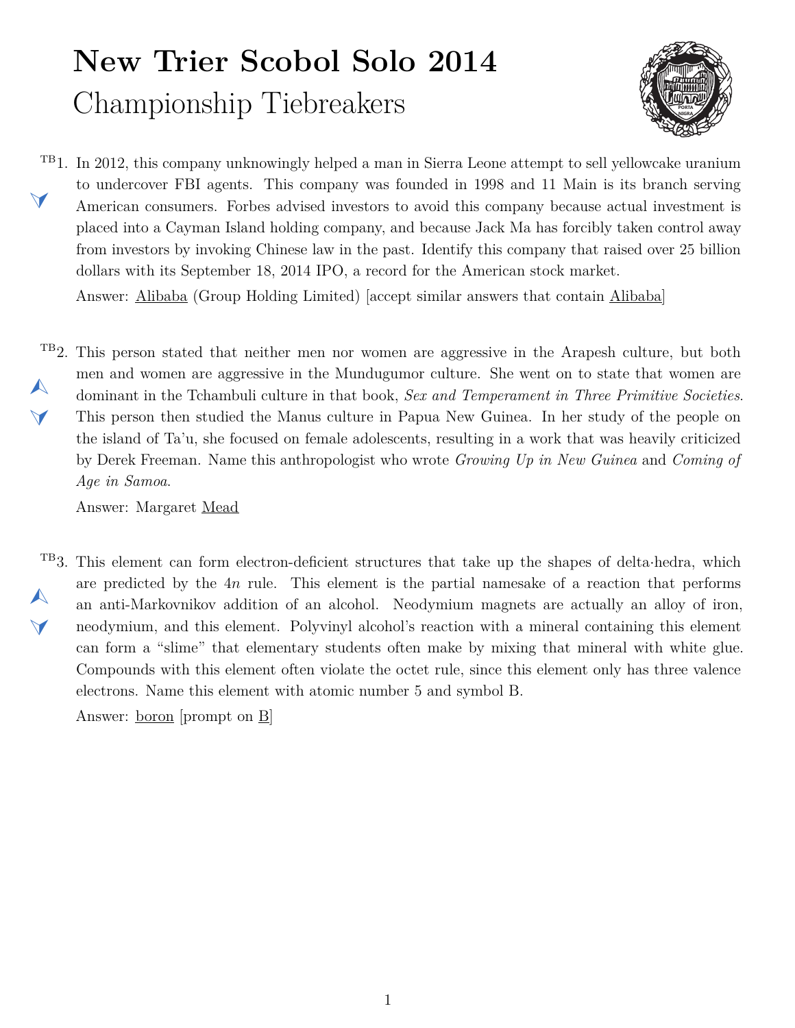# New Trier Scobol Solo 2014

## Championship Tiebreakers

TB1. In 2012, this company unknowingly helped a man in Sierra Leone attempt to sell yellowcake uranium to undercover FBI agents. This company was founded in 1998 and 11 Main is its branch serving American consumers. Forbes advised investors to avoid this company because actual investment is placed into a Cayman Island holding company, and because Jack Ma has forcibly taken control away from investors by invoking Chinese law in the past. Identify this company that raised over 25 billion dollars with its September 18, 2014 IPO, a record for the American stock market.

Answer: <u>Alibaba</u> (Group Holding Limited) [accept similar answers that contain <u>Alibaba</u>]

TB2. This person stated that neither men nor women are aggressive in the Arapesh culture, but both men and women are aggressive in the Mundugumor culture. She went on to state that women are dominant in the Tchambuli culture in that book, *Sex and Temperament in Three Primitive Societies*. This person then studied the Manus culture in Papua New Guinea. In her study of the people on the island of Ta'u, she focused on female adolescents, resulting in a work that was heavily criticized by Derek Freeman. Name this anthropologist who wrote *Growing Up in New Guinea* and *Coming of Age in Samoa*.

Answer: Margaret <u>Mead</u>

TB3. This element can form electron-deficient structures that take up the shapes of delta·hedra, which are predicted by the $4n$ rule. This element is the partial namesake of a reaction that performs an anti-Markovnikov addition of an alcohol. Neodymium magnets are actually an alloy of iron, neodymium, and this element. Polyvinyl alcohol's reaction with a mineral containing this element can form a "slime" that elementary students often make by mixing that mineral with white glue. Compounds with this element often violate the octet rule, since this element only has three valence electrons. Name this element with atomic number 5 and symbol B.

Answer: <u>boron</u> [prompt on <u>B</u>]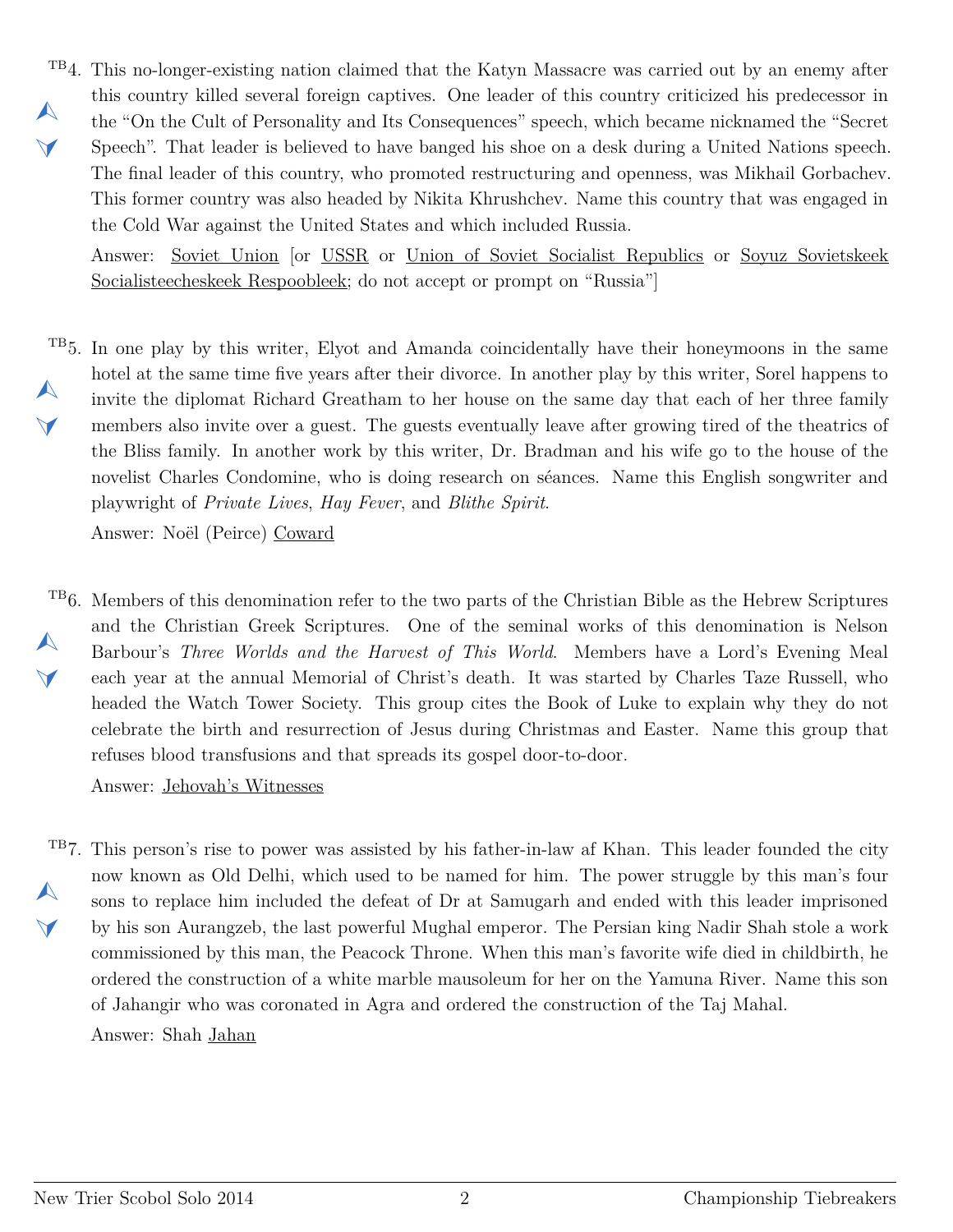TB4. This no-longer-existing nation claimed that the Katyn Massacre was carried out by an enemy after this country killed several foreign captives. One leader of this country criticized his predecessor in the "On the Cult of Personality and Its Consequences" speech, which became nicknamed the "Secret Speech". That leader is believed to have banged his shoe on a desk during a United Nations speech. The final leader of this country, who promoted restructuring and openness, was Mikhail Gorbachev. This former country was also headed by Nikita Khrushchev. Name this country that was engaged in the Cold War against the United States and which included Russia.

Answer: Soviet Union [or USSR or Union of Soviet Socialist Republics or Soyuz Sovietskeek Socialisteecheskeek Respoobleek; do not accept or prompt on "Russia"]

TB5. In one play by this writer, Elyot and Amanda coincidentally have their honeymoons in the same hotel at the same time five years after their divorce. In another play by this writer, Sorel happens to invite the diplomat Richard Greatham to her house on the same day that each of her three family members also invite over a guest. The guests eventually leave after growing tired of the theatrics of the Bliss family. In another work by this writer, Dr. Bradman and his wife go to the house of the novelist Charles Condomine, who is doing research on séances. Name this English songwriter and playwright of *Private Lives*, *Hay Fever*, and *Blithe Spirit*.

Answer: Noël (Peirce) Coward

TB6. Members of this denomination refer to the two parts of the Christian Bible as the Hebrew Scriptures and the Christian Greek Scriptures. One of the seminal works of this denomination is Nelson Barbour's *Three Worlds and the Harvest of This World*. Members have a Lord's Evening Meal each year at the annual Memorial of Christ's death. It was started by Charles Taze Russell, who headed the Watch Tower Society. This group cites the Book of Luke to explain why they do not celebrate the birth and resurrection of Jesus during Christmas and Easter. Name this group that refuses blood transfusions and that spreads its gospel door-to-door.

Answer: Jehovah's Witnesses

TB7. This person's rise to power was assisted by his father-in-law af Khan. This leader founded the city now known as Old Delhi, which used to be named for him. The power struggle by this man's four sons to replace him included the defeat of Dr at Samugarh and ended with this leader imprisoned by his son Aurangzeb, the last powerful Mughal emperor. The Persian king Nadir Shah stole a work commissioned by this man, the Peacock Throne. When this man's favorite wife died in childbirth, he ordered the construction of a white marble mausoleum for her on the Yamuna River. Name this son of Jahangir who was coronated in Agra and ordered the construction of the Taj Mahal.

Answer: Shah Jahan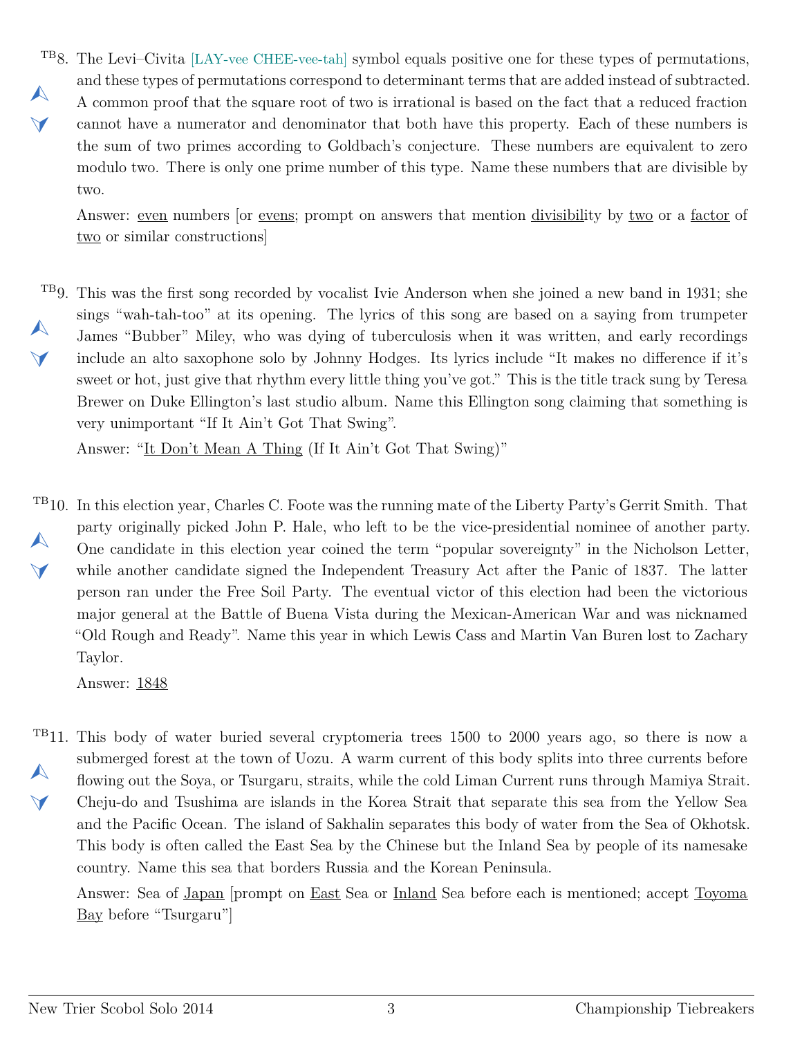TB8. The Levi–Civita [LAY-vee CHEE-vee-tah] symbol equals positive one for these types of permutations, and these types of permutations correspond to determinant terms that are added instead of subtracted. A common proof that the square root of two is irrational is based on the fact that a reduced fraction cannot have a numerator and denominator that both have this property. Each of these numbers is the sum of two primes according to Goldbach's conjecture. These numbers are equivalent to zero modulo two. There is only one prime number of this type. Name these numbers that are divisible by two.

Answer: <u>even</u> numbers [or <u>evens</u>; prompt on answers that mention <u>divisibil</u>ity by <u>two</u> or a <u>factor</u> of <u>two</u> or similar constructions]

TB9. This was the first song recorded by vocalist Ivie Anderson when she joined a new band in 1931; she sings "wah-tah-too" at its opening. The lyrics of this song are based on a saying from trumpeter James "Bubber" Miley, who was dying of tuberculosis when it was written, and early recordings include an alto saxophone solo by Johnny Hodges. Its lyrics include "It makes no difference if it's sweet or hot, just give that rhythm every little thing you've got." This is the title track sung by Teresa Brewer on Duke Ellington's last studio album. Name this Ellington song claiming that something is very unimportant "If It Ain't Got That Swing".

Answer: "<u>It Don't Mean A Thing</u> (If It Ain't Got That Swing)"

TB10. In this election year, Charles C. Foote was the running mate of the Liberty Party's Gerrit Smith. That party originally picked John P. Hale, who left to be the vice-presidential nominee of another party. One candidate in this election year coined the term "popular sovereignty" in the Nicholson Letter, while another candidate signed the Independent Treasury Act after the Panic of 1837. The latter person ran under the Free Soil Party. The eventual victor of this election had been the victorious major general at the Battle of Buena Vista during the Mexican-American War and was nicknamed "Old Rough and Ready". Name this year in which Lewis Cass and Martin Van Buren lost to Zachary Taylor.

Answer: <u>1848</u>

TB11. This body of water buried several cryptomeria trees 1500 to 2000 years ago, so there is now a submerged forest at the town of Uozu. A warm current of this body splits into three currents before flowing out the Soya, or Tsurgaru, straits, while the cold Liman Current runs through Mamiya Strait. Cheju-do and Tsushima are islands in the Korea Strait that separate this sea from the Yellow Sea and the Pacific Ocean. The island of Sakhalin separates this body of water from the Sea of Okhotsk. This body is often called the East Sea by the Chinese but the Inland Sea by people of its namesake country. Name this sea that borders Russia and the Korean Peninsula.

Answer: Sea of <u>Japan</u> [prompt on <u>East</u> Sea or <u>Inland</u> Sea before each is mentioned; accept <u>Toyoma Bay</u> before "Tsurgaru"]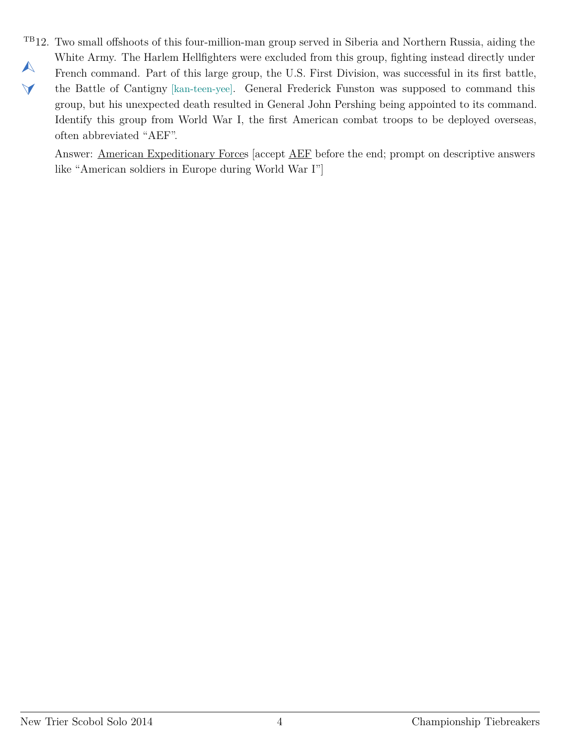TB12. Two small offshoots of this four-million-man group served in Siberia and Northern Russia, aiding the White Army. The Harlem Hellfighters were excluded from this group, fighting instead directly under French command. Part of this large group, the U.S. First Division, was successful in its first battle, the Battle of Cantigny [kan-teen-yee]. General Frederick Funston was supposed to command this group, but his unexpected death resulted in General John Pershing being appointed to its command. Identify this group from World War I, the first American combat troops to be deployed overseas, often abbreviated "AEF".

Answer: American Expeditionary Forces [accept AEF before the end; prompt on descriptive answers like "American soldiers in Europe during World War I"]